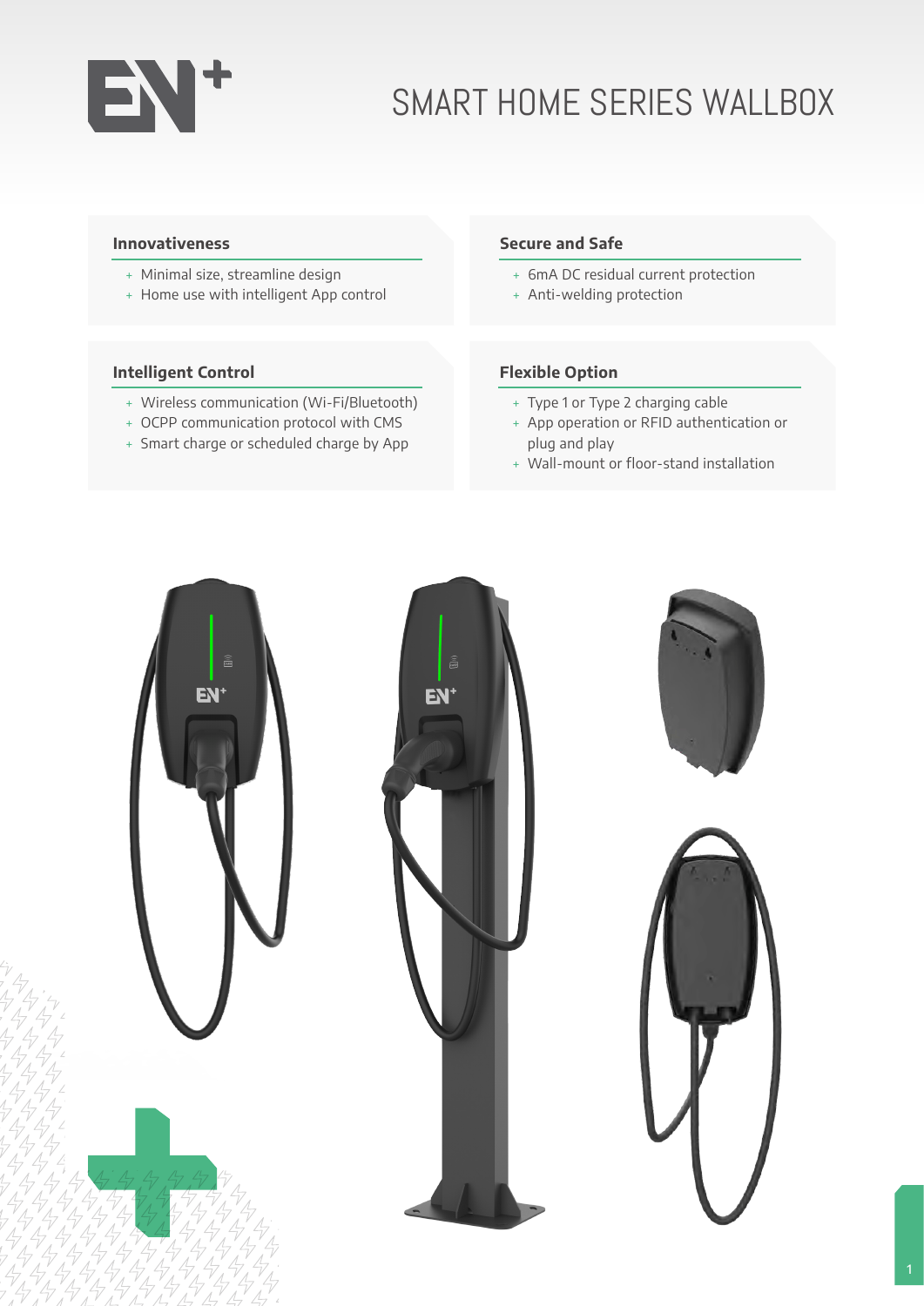# SMART HOME SERIES WALLBOX

### Innovativeness

- Minimal size, streamline design
- Home use with intelligent App control

### Secure and Safe

- 6mA DC residual current protection
- Anti-welding protection

### Intelligent Control

- Wireless communication (Wi-Fi/Bluetooth)
- OCPP communication protocol with CMS
- Smart charge or scheduled charge by App

### Flexible Option

- Type 1 or Type 2 charging cable
- App operation or RFID authentication or plug and play
- Wall-mount or floor-stand installation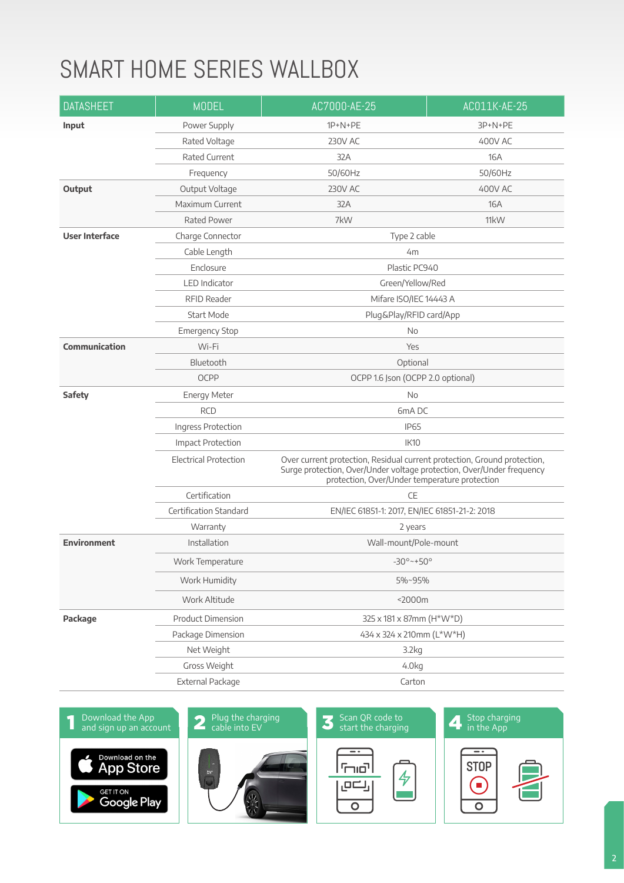# SMART HOME SERIES WALLBOX

| DATASHEET | MODEL | AC7000-AE-25 | AC011K-AE-25 |
|---|---|---|---|
| **Input** | Power Supply | 1P+N+PE | 3P+N+PE |
| | Rated Voltage | 230V AC | 400V AC |
| | Rated Current | 32A | 16A |
| | Frequency | 50/60Hz | 50/60Hz |
| **Output** | Output Voltage | 230V AC | 400V AC |
| | Maximum Current | 32A | 16A |
| | Rated Power | 7kW | 11kW |
| **User Interface** | Charge Connector | Type 2 cable | |
| | Cable Length | 4m | |
| | Enclosure | Plastic PC940 | |
| | LED Indicator | Green/Yellow/Red | |
| | RFID Reader | Mifare ISO/IEC 14443 A | |
| | Start Mode | Plug&Play/RFID card/App | |
| | Emergency Stop | No | |
| **Communication** | Wi-Fi | Yes | |
| | Bluetooth | Optional | |
| | OCPP | OCPP 1.6 Json (OCPP 2.0 optional) | |
| **Safety** | Energy Meter | No | |
| | RCD | 6mA DC | |
| | Ingress Protection | IP65 | |
| | Impact Protection | IK10 | |
| | Electrical Protection | Over current protection, Residual current protection, Ground protection, Surge protection, Over/Under voltage protection, Over/Under frequency protection, Over/Under temperature protection | |
| | Certification | CE | |
| | Certification Standard | EN/IEC 61851-1: 2017, EN/IEC 61851-21-2: 2018 | |
| | Warranty | 2 years | |
| **Environment** | Installation | Wall-mount/Pole-mount | |
| | Work Temperature | -30°~+50° | |
| | Work Humidity | 5%~95% | |
| | Work Altitude | <2000m | |
| **Package** | Product Dimension | 325 x 181 x 87mm (H*W*D) | |
| | Package Dimension | 434 x 324 x 210mm (L*W*H) | |
| | Net Weight | 3.2kg | |
| | Gross Weight | 4.0kg | |
| | External Package | Carton | |

**1** Download the App and sign up an account

Download on the App Store

GET IT ON Google Play

**2** Plug the charging cable into EV

**3** Scan QR code to start the charging

**4** Stop charging in the App

STOP